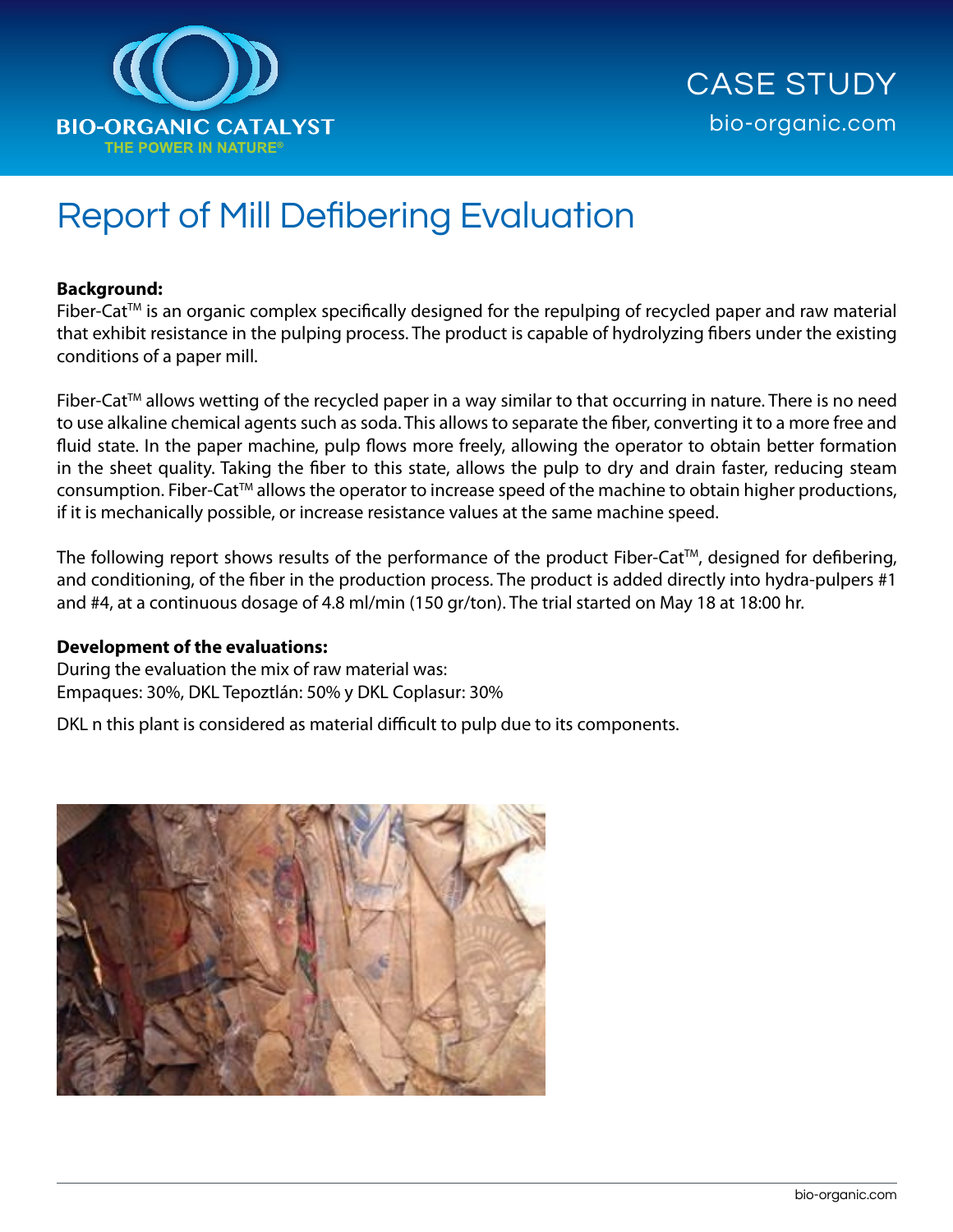BIO-ORGANIC CATALYST
THE POWER IN NATURE®

CASE STUDY
bio-organic.com

# Report of Mill Defibering Evaluation

**Background:**
Fiber-Cat™ is an organic complex specifically designed for the repulping of recycled paper and raw material that exhibit resistance in the pulping process. The product is capable of hydrolyzing fibers under the existing conditions of a paper mill.

Fiber-Cat™ allows wetting of the recycled paper in a way similar to that occurring in nature. There is no need to use alkaline chemical agents such as soda. This allows to separate the fiber, converting it to a more free and fluid state. In the paper machine, pulp flows more freely, allowing the operator to obtain better formation in the sheet quality. Taking the fiber to this state, allows the pulp to dry and drain faster, reducing steam consumption. Fiber-Cat™ allows the operator to increase speed of the machine to obtain higher productions, if it is mechanically possible, or increase resistance values at the same machine speed.

The following report shows results of the performance of the product Fiber-Cat™, designed for defibering, and conditioning, of the fiber in the production process. The product is added directly into hydra-pulpers #1 and #4, at a continuous dosage of 4.8 ml/min (150 gr/ton). The trial started on May 18 at 18:00 hr.

**Development of the evaluations:**
During the evaluation the mix of raw material was:
Empaques: 30%, DKL Tepoztlán: 50% y DKL Coplasur: 30%

DKL n this plant is considered as material difficult to pulp due to its components.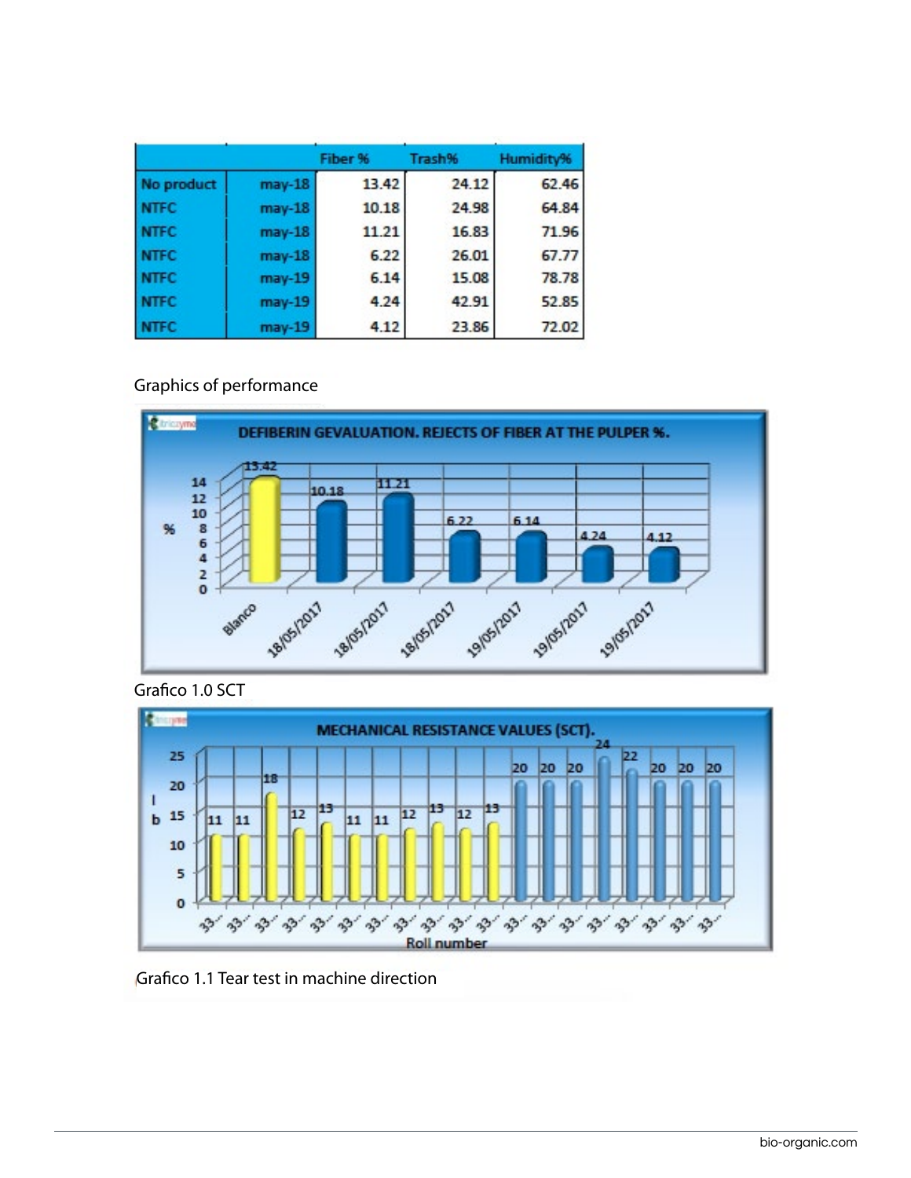| | | Fiber % | Trash% | Humidity% |
|---|---|---|---|---|
| No product | may-18 | 13.42 | 24.12 | 62.46 |
| NTFC | may-18 | 10.18 | 24.98 | 64.84 |
| NTFC | may-18 | 11.21 | 16.83 | 71.96 |
| NTFC | may-18 | 6.22 | 26.01 | 67.77 |
| NTFC | may-19 | 6.14 | 15.08 | 78.78 |
| NTFC | may-19 | 4.24 | 42.91 | 52.85 |
| NTFC | may-19 | 4.12 | 23.86 | 72.02 |

Graphics of performance

Grafico 1.0 SCT

Grafico 1.1 Tear test in machine direction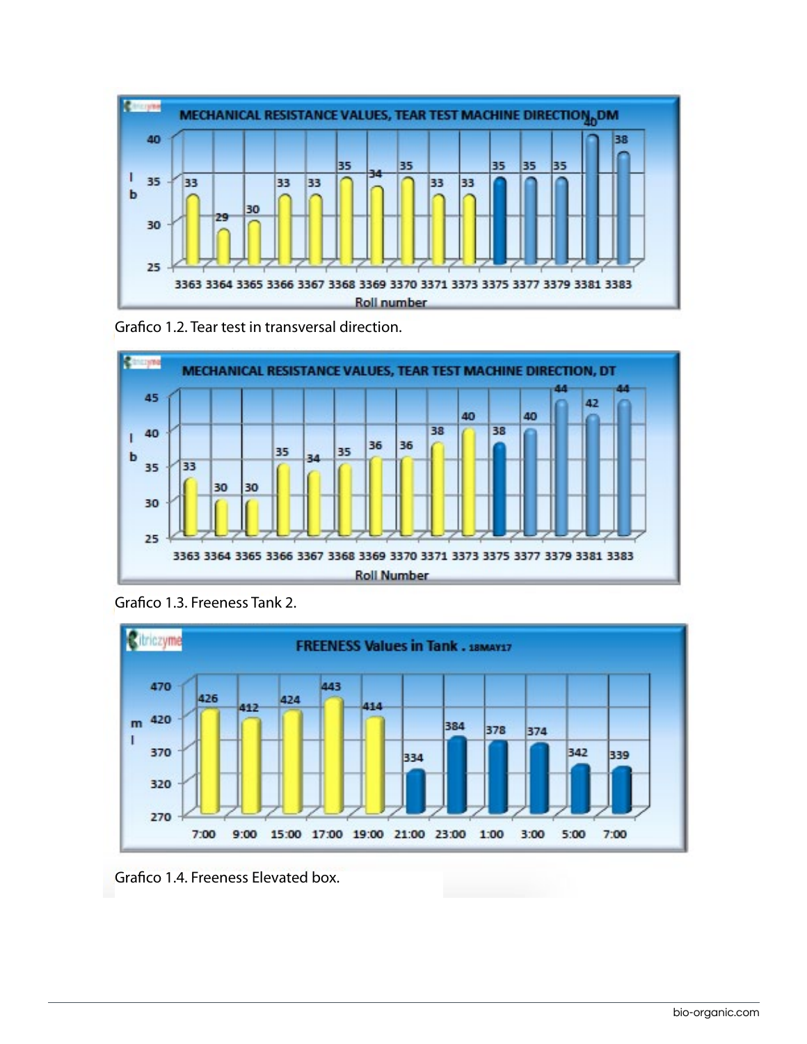Grafico 1.2. Tear test in transversal direction.

Grafico 1.3. Freeness Tank 2.

Grafico 1.4. Freeness Elevated box.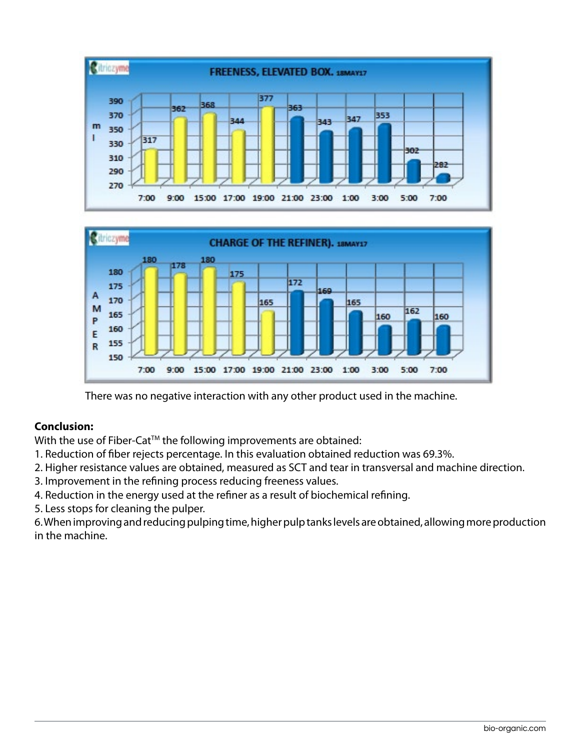Citriczyme

FREENESS, ELEVATED BOX. 18MAY17

ml

390
370
350
330
310
290
270

317 362 368 344 377 363 343 347 353 302 282

7:00 9:00 15:00 17:00 19:00 21:00 23:00 1:00 3:00 5:00 7:00

Citriczyme

CHARGE OF THE REFINER). 18MAY17

AMPER

180
175
170
165
160
155
150

180 178 180 175 165 172 169 165 160 162 160

7:00 9:00 15:00 17:00 19:00 21:00 23:00 1:00 3:00 5:00 7:00

There was no negative interaction with any other product used in the machine.

**Conclusion:**

With the use of Fiber-Cat™ the following improvements are obtained:

1. Reduction of fiber rejects percentage. In this evaluation obtained reduction was 69.3%.
2. Higher resistance values are obtained, measured as SCT and tear in transversal and machine direction.
3. Improvement in the refining process reducing freeness values.
4. Reduction in the energy used at the refiner as a result of biochemical refining.
5. Less stops for cleaning the pulper.
6. When improving and reducing pulping time, higher pulp tanks levels are obtained, allowing more production in the machine.